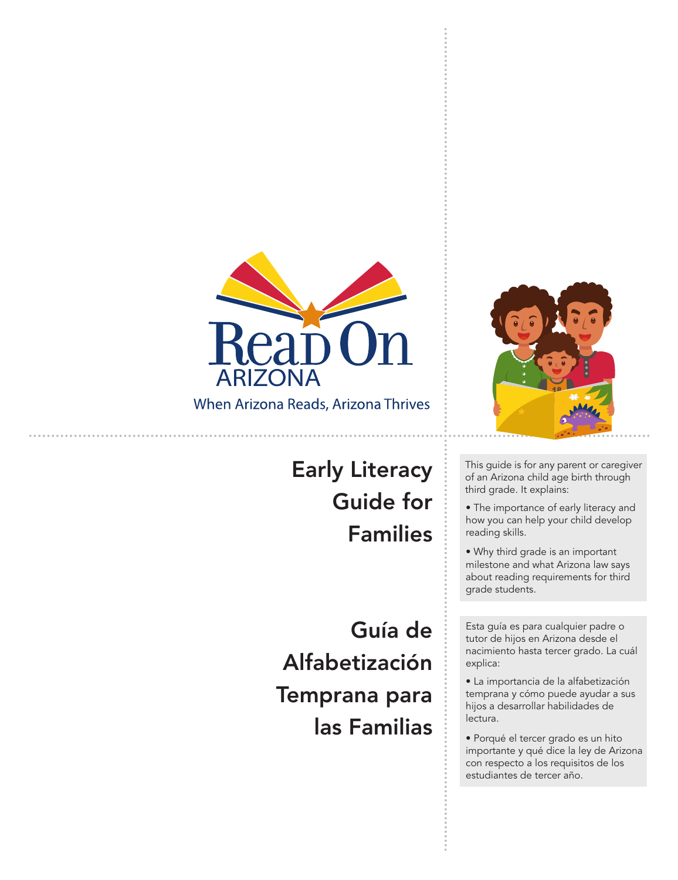Read On ARIZONA

When Arizona Reads, Arizona Thrives

# Early Literacy Guide for Families

This guide is for any parent or caregiver of an Arizona child age birth through third grade. It explains:

- The importance of early literacy and how you can help your child develop reading skills.
- Why third grade is an important milestone and what Arizona law says about reading requirements for third grade students.

# Guía de Alfabetización Temprana para las Familias

Esta guía es para cualquier padre o tutor de hijos en Arizona desde el nacimiento hasta tercer grado. La cuál explica:

- La importancia de la alfabetización temprana y cómo puede ayudar a sus hijos a desarrollar habilidades de lectura.
- Porqué el tercer grado es un hito importante y qué dice la ley de Arizona con respecto a los requisitos de los estudiantes de tercer año.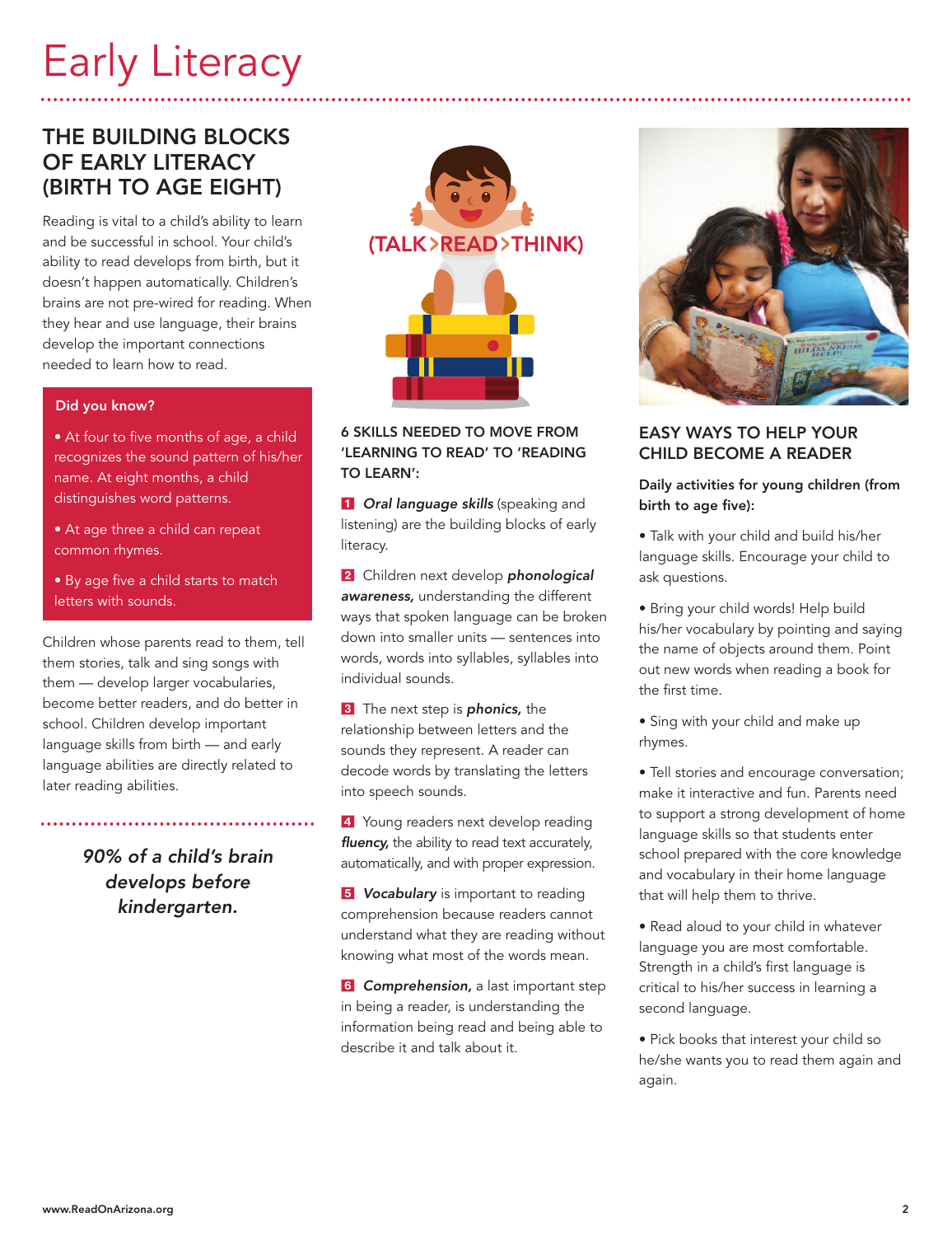# Early Literacy

## THE BUILDING BLOCKS OF EARLY LITERACY (BIRTH TO AGE EIGHT)

Reading is vital to a child's ability to learn and be successful in school. Your child's ability to read develops from birth, but it doesn't happen automatically. Children's brains are not pre-wired for reading. When they hear and use language, their brains develop the important connections needed to learn how to read.

**Did you know?**

- At four to five months of age, a child recognizes the sound pattern of his/her name. At eight months, a child distinguishes word patterns.
- At age three a child can repeat common rhymes.
- By age five a child starts to match letters with sounds.

Children whose parents read to them, tell them stories, talk and sing songs with them — develop larger vocabularies, become better readers, and do better in school. Children develop important language skills from birth — and early language abilities are directly related to later reading abilities.

***90% of a child's brain develops before kindergarten.***

(TALK>READ>THINK)

### 6 SKILLS NEEDED TO MOVE FROM 'LEARNING TO READ' TO 'READING TO LEARN':

1. ***Oral language skills*** (speaking and listening) are the building blocks of early literacy.
2. Children next develop ***phonological awareness,*** understanding the different ways that spoken language can be broken down into smaller units — sentences into words, words into syllables, syllables into individual sounds.
3. The next step is ***phonics,*** the relationship between letters and the sounds they represent. A reader can decode words by translating the letters into speech sounds.
4. Young readers next develop reading ***fluency,*** the ability to read text accurately, automatically, and with proper expression.
5. ***Vocabulary*** is important to reading comprehension because readers cannot understand what they are reading without knowing what most of the words mean.
6. ***Comprehension,*** a last important step in being a reader, is understanding the information being read and being able to describe it and talk about it.

### EASY WAYS TO HELP YOUR CHILD BECOME A READER

**Daily activities for young children (from birth to age five):**

- Talk with your child and build his/her language skills. Encourage your child to ask questions.
- Bring your child words! Help build his/her vocabulary by pointing and saying the name of objects around them. Point out new words when reading a book for the first time.
- Sing with your child and make up rhymes.
- Tell stories and encourage conversation; make it interactive and fun. Parents need to support a strong development of home language skills so that students enter school prepared with the core knowledge and vocabulary in their home language that will help them to thrive.
- Read aloud to your child in whatever language you are most comfortable. Strength in a child's first language is critical to his/her success in learning a second language.
- Pick books that interest your child so he/she wants you to read them again and again.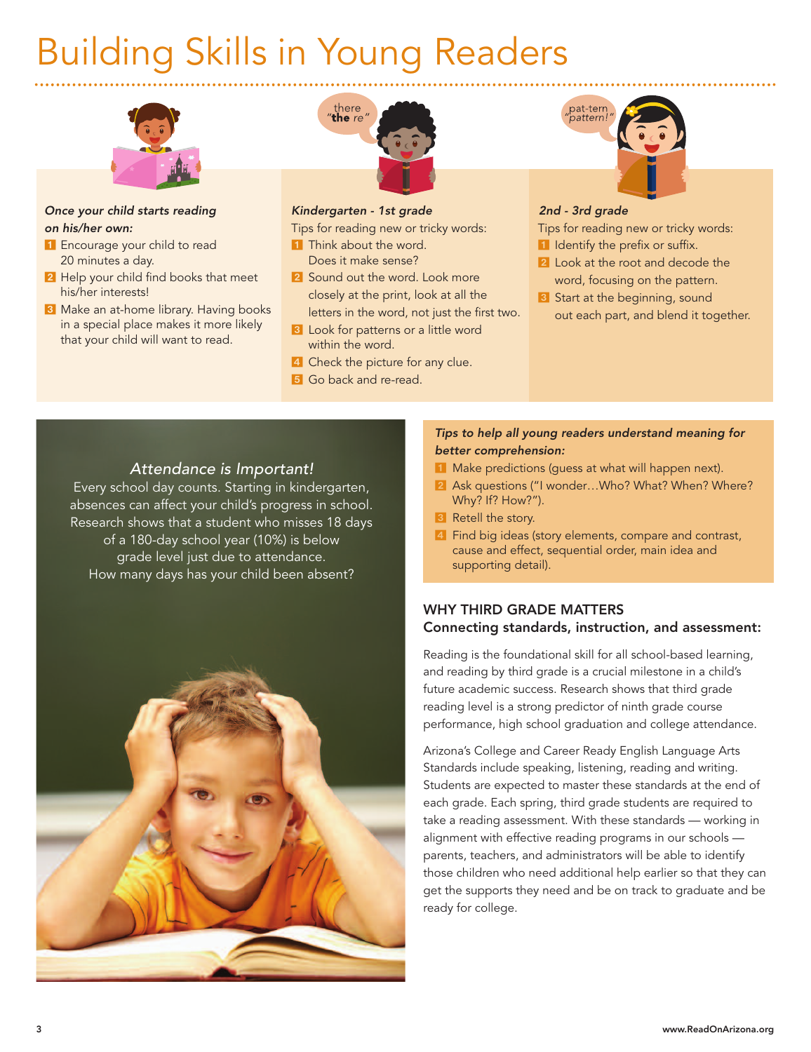# Building Skills in Young Readers

*Once your child starts reading on his/her own:*

1. Encourage your child to read 20 minutes a day.
2. Help your child find books that meet his/her interests!
3. Make an at-home library. Having books in a special place makes it more likely that your child will want to read.

*Kindergarten - 1st grade*

Tips for reading new or tricky words:

1. Think about the word. Does it make sense?
2. Sound out the word. Look more closely at the print, look at all the letters in the word, not just the first two.
3. Look for patterns or a little word within the word.
4. Check the picture for any clue.
5. Go back and re-read.

*2nd - 3rd grade*

Tips for reading new or tricky words:

1. Identify the prefix or suffix.
2. Look at the root and decode the word, focusing on the pattern.
3. Start at the beginning, sound out each part, and blend it together.

*Attendance is Important!*

Every school day counts. Starting in kindergarten, absences can affect your child's progress in school. Research shows that a student who misses 18 days of a 180-day school year (10%) is below grade level just due to attendance. How many days has your child been absent?

*Tips to help all young readers understand meaning for better comprehension:*

1. Make predictions (guess at what will happen next).
2. Ask questions ("I wonder…Who? What? When? Where? Why? If? How?").
3. Retell the story.
4. Find big ideas (story elements, compare and contrast, cause and effect, sequential order, main idea and supporting detail).

## WHY THIRD GRADE MATTERS
### Connecting standards, instruction, and assessment:

Reading is the foundational skill for all school-based learning, and reading by third grade is a crucial milestone in a child's future academic success. Research shows that third grade reading level is a strong predictor of ninth grade course performance, high school graduation and college attendance.

Arizona's College and Career Ready English Language Arts Standards include speaking, listening, reading and writing. Students are expected to master these standards at the end of each grade. Each spring, third grade students are required to take a reading assessment. With these standards — working in alignment with effective reading programs in our schools — parents, teachers, and administrators will be able to identify those children who need additional help earlier so that they can get the supports they need and be on track to graduate and be ready for college.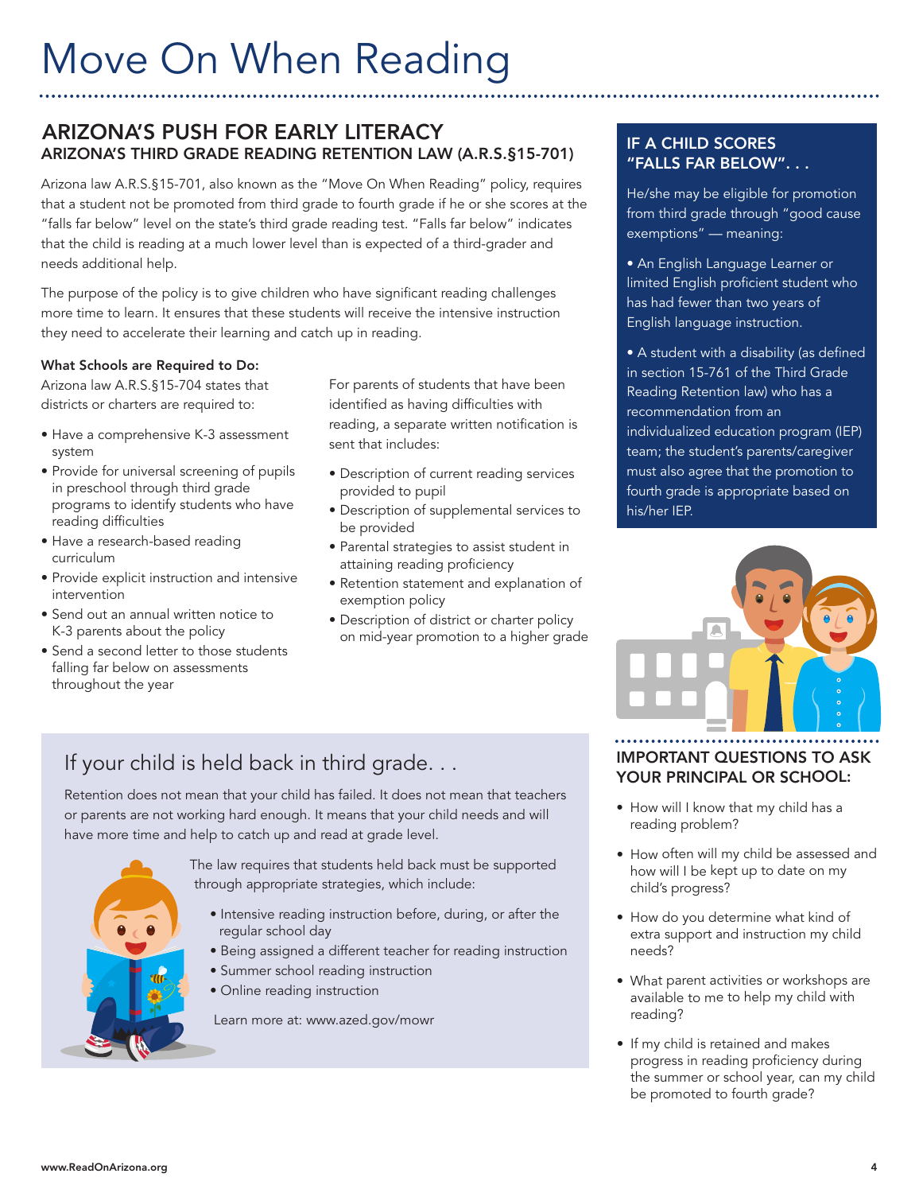# Move On When Reading

## ARIZONA'S PUSH FOR EARLY LITERACY

### ARIZONA'S THIRD GRADE READING RETENTION LAW (A.R.S.§15-701)

Arizona law A.R.S.§15-701, also known as the "Move On When Reading" policy, requires that a student not be promoted from third grade to fourth grade if he or she scores at the "falls far below" level on the state's third grade reading test. "Falls far below" indicates that the child is reading at a much lower level than is expected of a third-grader and needs additional help.

The purpose of the policy is to give children who have significant reading challenges more time to learn. It ensures that these students will receive the intensive instruction they need to accelerate their learning and catch up in reading.

**What Schools are Required to Do:**

Arizona law A.R.S.§15-704 states that districts or charters are required to:

- Have a comprehensive K-3 assessment system
- Provide for universal screening of pupils in preschool through third grade programs to identify students who have reading difficulties
- Have a research-based reading curriculum
- Provide explicit instruction and intensive intervention
- Send out an annual written notice to K-3 parents about the policy
- Send a second letter to those students falling far below on assessments throughout the year

For parents of students that have been identified as having difficulties with reading, a separate written notification is sent that includes:

- Description of current reading services provided to pupil
- Description of supplemental services to be provided
- Parental strategies to assist student in attaining reading proficiency
- Retention statement and explanation of exemption policy
- Description of district or charter policy on mid-year promotion to a higher grade

### IF A CHILD SCORES "FALLS FAR BELOW". . .

He/she may be eligible for promotion from third grade through "good cause exemptions" — meaning:

- An English Language Learner or limited English proficient student who has had fewer than two years of English language instruction.
- A student with a disability (as defined in section 15-761 of the Third Grade Reading Retention law) who has a recommendation from an individualized education program (IEP) team; the student's parents/caregiver must also agree that the promotion to fourth grade is appropriate based on his/her IEP.

## If your child is held back in third grade. . .

Retention does not mean that your child has failed. It does not mean that teachers or parents are not working hard enough. It means that your child needs and will have more time and help to catch up and read at grade level.

The law requires that students held back must be supported through appropriate strategies, which include:

- Intensive reading instruction before, during, or after the regular school day
- Being assigned a different teacher for reading instruction
- Summer school reading instruction
- Online reading instruction

Learn more at: www.azed.gov/mowr

### IMPORTANT QUESTIONS TO ASK YOUR PRINCIPAL OR SCHOOL:

- How will I know that my child has a reading problem?
- How often will my child be assessed and how will I be kept up to date on my child's progress?
- How do you determine what kind of extra support and instruction my child needs?
- What parent activities or workshops are available to me to help my child with reading?
- If my child is retained and makes progress in reading proficiency during the summer or school year, can my child be promoted to fourth grade?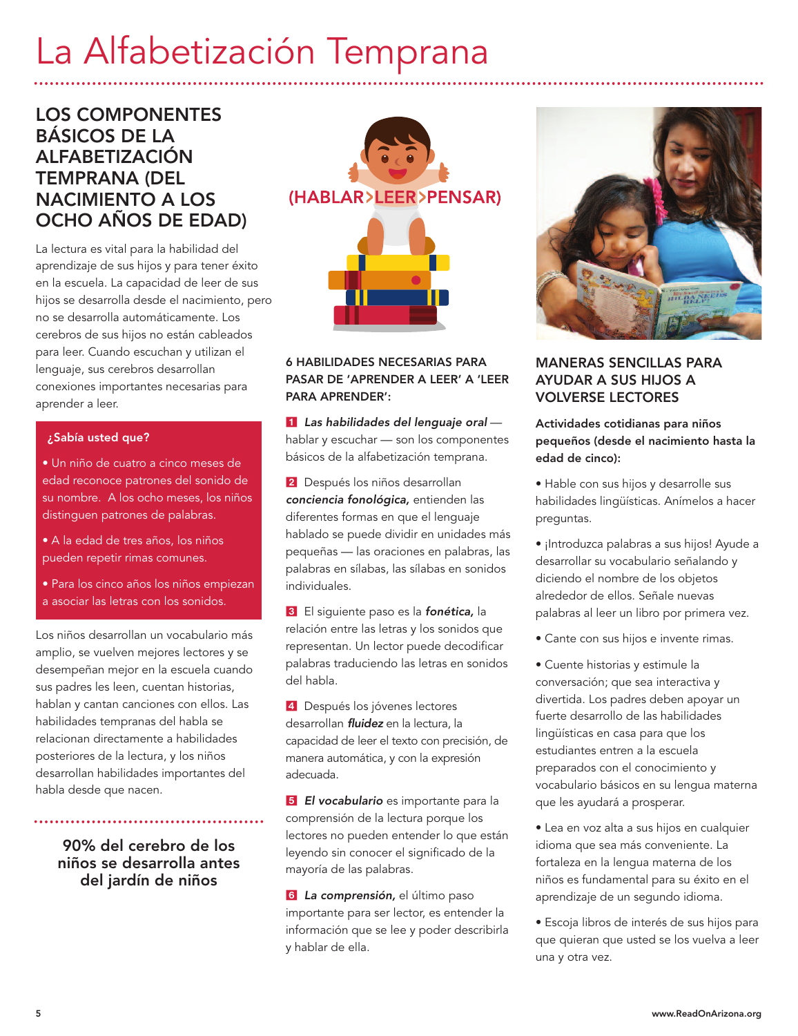# La Alfabetización Temprana

## LOS COMPONENTES BÁSICOS DE LA ALFABETIZACIÓN TEMPRANA (DEL NACIMIENTO A LOS OCHO AÑOS DE EDAD)

La lectura es vital para la habilidad del aprendizaje de sus hijos y para tener éxito en la escuela. La capacidad de leer de sus hijos se desarrolla desde el nacimiento, pero no se desarrolla automáticamente. Los cerebros de sus hijos no están cableados para leer. Cuando escuchan y utilizan el lenguaje, sus cerebros desarrollan conexiones importantes necesarias para aprender a leer.

**¿Sabía usted que?**

- Un niño de cuatro a cinco meses de edad reconoce patrones del sonido de su nombre. A los ocho meses, los niños distinguen patrones de palabras.
- A la edad de tres años, los niños pueden repetir rimas comunes.
- Para los cinco años los niños empiezan a asociar las letras con los sonidos.

Los niños desarrollan un vocabulario más amplio, se vuelven mejores lectores y se desempeñan mejor en la escuela cuando sus padres les leen, cuentan historias, hablan y cantan canciones con ellos. Las habilidades tempranas del habla se relacionan directamente a habilidades posteriores de la lectura, y los niños desarrollan habilidades importantes del habla desde que nacen.

**90% del cerebro de los niños se desarrolla antes del jardín de niños**

(HABLAR>LEER>PENSAR)

### 6 HABILIDADES NECESARIAS PARA PASAR DE 'APRENDER A LEER' A 'LEER PARA APRENDER':

1. ***Las habilidades del lenguaje oral*** — hablar y escuchar — son los componentes básicos de la alfabetización temprana.
2. Después los niños desarrollan ***conciencia fonológica,*** entienden las diferentes formas en que el lenguaje hablado se puede dividir en unidades más pequeñas — las oraciones en palabras, las palabras en sílabas, las sílabas en sonidos individuales.
3. El siguiente paso es la ***fonética,*** la relación entre las letras y los sonidos que representan. Un lector puede decodificar palabras traduciendo las letras en sonidos del habla.
4. Después los jóvenes lectores desarrollan ***fluidez*** en la lectura, la capacidad de leer el texto con precisión, de manera automática, y con la expresión adecuada.
5. ***El vocabulario*** es importante para la comprensión de la lectura porque los lectores no pueden entender lo que están leyendo sin conocer el significado de la mayoría de las palabras.
6. ***La comprensión,*** el último paso importante para ser lector, es entender la información que se lee y poder describirla y hablar de ella.

### MANERAS SENCILLAS PARA AYUDAR A SUS HIJOS A VOLVERSE LECTORES

**Actividades cotidianas para niños pequeños (desde el nacimiento hasta la edad de cinco):**

- Hable con sus hijos y desarrolle sus habilidades lingüísticas. Anímelos a hacer preguntas.
- ¡Introduzca palabras a sus hijos! Ayude a desarrollar su vocabulario señalando y diciendo el nombre de los objetos alrededor de ellos. Señale nuevas palabras al leer un libro por primera vez.
- Cante con sus hijos e invente rimas.
- Cuente historias y estimule la conversación; que sea interactiva y divertida. Los padres deben apoyar un fuerte desarrollo de las habilidades lingüísticas en casa para que los estudiantes entren a la escuela preparados con el conocimiento y vocabulario básicos en su lengua materna que les ayudará a prosperar.
- Lea en voz alta a sus hijos en cualquier idioma que sea más conveniente. La fortaleza en la lengua materna de los niños es fundamental para su éxito en el aprendizaje de un segundo idioma.
- Escoja libros de interés de sus hijos para que quieran que usted se los vuelva a leer una y otra vez.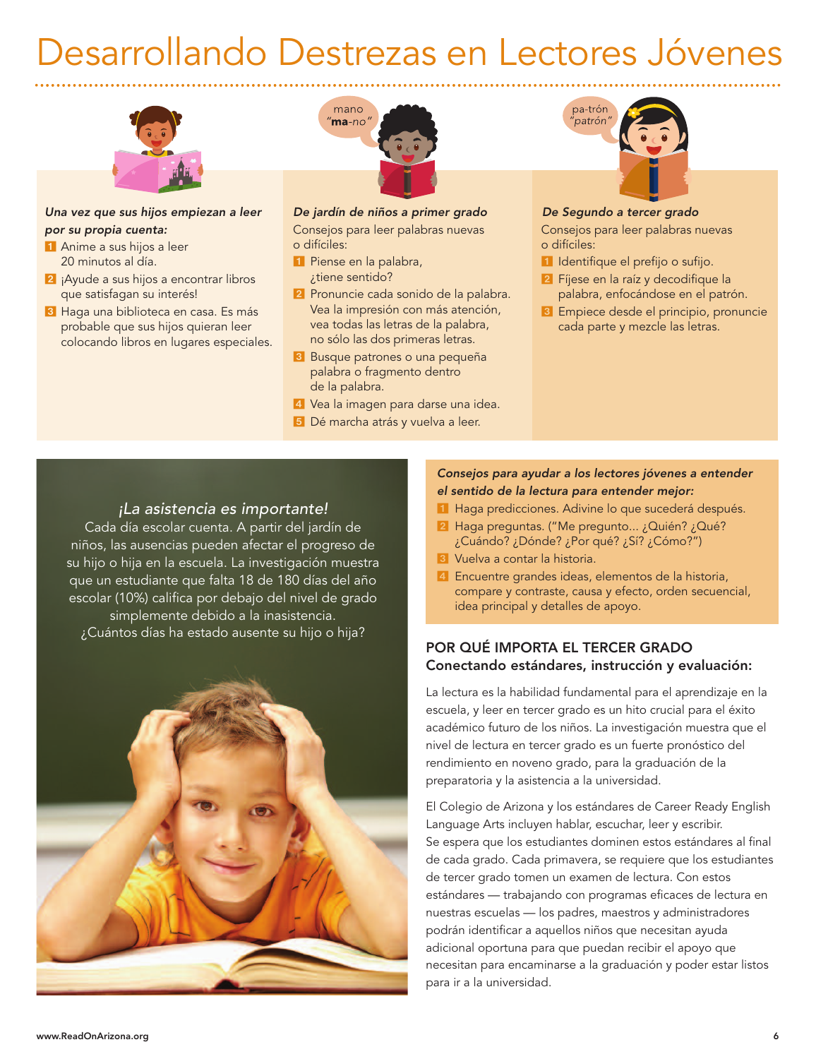# Desarrollando Destrezas en Lectores Jóvenes

mano
"**ma**-*no*"

pa-trón
"*patrón*"

***Una vez que sus hijos empiezan a leer por su propia cuenta:***

1. Anime a sus hijos a leer 20 minutos al día.
2. ¡Ayude a sus hijos a encontrar libros que satisfagan su interés!
3. Haga una biblioteca en casa. Es más probable que sus hijos quieran leer colocando libros en lugares especiales.

***De jardín de niños a primer grado***

Consejos para leer palabras nuevas o difíciles:

1. Piense en la palabra, ¿tiene sentido?
2. Pronuncie cada sonido de la palabra. Vea la impresión con más atención, vea todas las letras de la palabra, no sólo las dos primeras letras.
3. Busque patrones o una pequeña palabra o fragmento dentro de la palabra.
4. Vea la imagen para darse una idea.
5. Dé marcha atrás y vuelva a leer.

***De Segundo a tercer grado***

Consejos para leer palabras nuevas o difíciles:

1. Identifique el prefijo o sufijo.
2. Fíjese en la raíz y decodifique la palabra, enfocándose en el patrón.
3. Empiece desde el principio, pronuncie cada parte y mezcle las letras.

*¡La asistencia es importante!*

Cada día escolar cuenta. A partir del jardín de niños, las ausencias pueden afectar el progreso de su hijo o hija en la escuela. La investigación muestra que un estudiante que falta 18 de 180 días del año escolar (10%) califica por debajo del nivel de grado simplemente debido a la inasistencia. ¿Cuántos días ha estado ausente su hijo o hija?

***Consejos para ayudar a los lectores jóvenes a entender el sentido de la lectura para entender mejor:***

1. Haga predicciones. Adivine lo que sucederá después.
2. Haga preguntas. ("Me pregunto... ¿Quién? ¿Qué? ¿Cuándo? ¿Dónde? ¿Por qué? ¿Sí? ¿Cómo?")
3. Vuelva a contar la historia.
4. Encuentre grandes ideas, elementos de la historia, compare y contraste, causa y efecto, orden secuencial, idea principal y detalles de apoyo.

## POR QUÉ IMPORTA EL TERCER GRADO
### Conectando estándares, instrucción y evaluación:

La lectura es la habilidad fundamental para el aprendizaje en la escuela, y leer en tercer grado es un hito crucial para el éxito académico futuro de los niños. La investigación muestra que el nivel de lectura en tercer grado es un fuerte pronóstico del rendimiento en noveno grado, para la graduación de la preparatoria y la asistencia a la universidad.

El Colegio de Arizona y los estándares de Career Ready English Language Arts incluyen hablar, escuchar, leer y escribir. Se espera que los estudiantes dominen estos estándares al final de cada grado. Cada primavera, se requiere que los estudiantes de tercer grado tomen un examen de lectura. Con estos estándares — trabajando con programas eficaces de lectura en nuestras escuelas — los padres, maestros y administradores podrán identificar a aquellos niños que necesitan ayuda adicional oportuna para que puedan recibir el apoyo que necesitan para encaminarse a la graduación y poder estar listos para ir a la universidad.

www.ReadOnArizona.org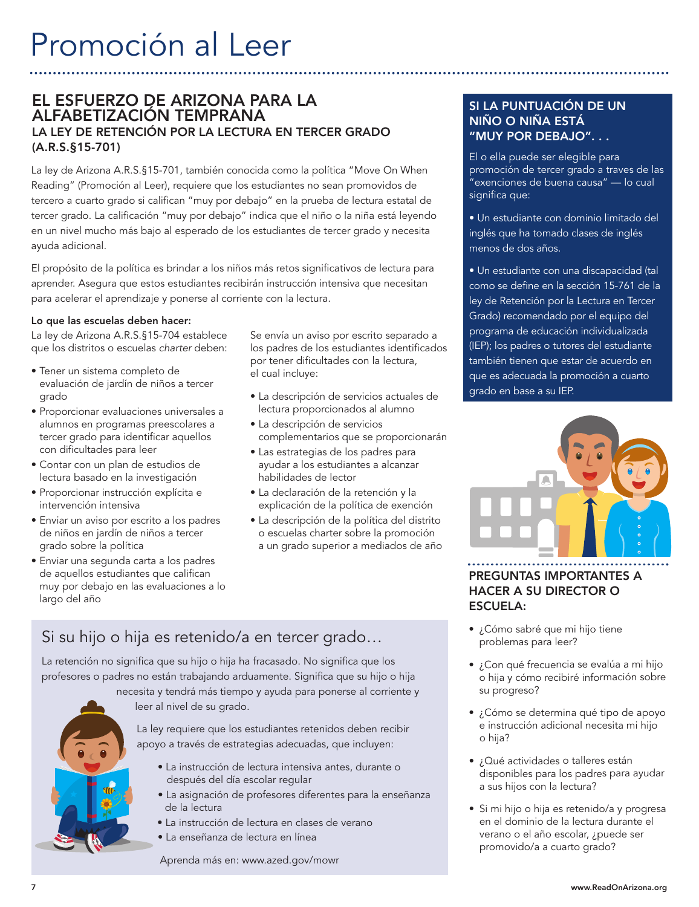# Promoción al Leer

## EL ESFUERZO DE ARIZONA PARA LA ALFABETIZACIÓN TEMPRANA

### LA LEY DE RETENCIÓN POR LA LECTURA EN TERCER GRADO (A.R.S.§15-701)

La ley de Arizona A.R.S.§15-701, también conocida como la política "Move On When Reading" (Promoción al Leer), requiere que los estudiantes no sean promovidos de tercero a cuarto grado si califican "muy por debajo" en la prueba de lectura estatal de tercer grado. La calificación "muy por debajo" indica que el niño o la niña está leyendo en un nivel mucho más bajo al esperado de los estudiantes de tercer grado y necesita ayuda adicional.

El propósito de la política es brindar a los niños más retos significativos de lectura para aprender. Asegura que estos estudiantes recibirán instrucción intensiva que necesitan para acelerar el aprendizaje y ponerse al corriente con la lectura.

**Lo que las escuelas deben hacer:**

La ley de Arizona A.R.S.§15-704 establece que los distritos o escuelas *charter* deben:

- Tener un sistema completo de evaluación de jardín de niños a tercer grado
- Proporcionar evaluaciones universales a alumnos en programas preescolares a tercer grado para identificar aquellos con dificultades para leer
- Contar con un plan de estudios de lectura basado en la investigación
- Proporcionar instrucción explícita e intervención intensiva
- Enviar un aviso por escrito a los padres de niños en jardín de niños a tercer grado sobre la política
- Enviar una segunda carta a los padres de aquellos estudiantes que califican muy por debajo en las evaluaciones a lo largo del año

Se envía un aviso por escrito separado a los padres de los estudiantes identificados por tener dificultades con la lectura, el cual incluye:

- La descripción de servicios actuales de lectura proporcionados al alumno
- La descripción de servicios complementarios que se proporcionarán
- Las estrategias de los padres para ayudar a los estudiantes a alcanzar habilidades de lector
- La declaración de la retención y la explicación de la política de exención
- La descripción de la política del distrito o escuelas charter sobre la promoción a un grado superior a mediados de año

## Si su hijo o hija es retenido/a en tercer grado…

La retención no significa que su hijo o hija ha fracasado. No significa que los profesores o padres no están trabajando arduamente. Significa que su hijo o hija necesita y tendrá más tiempo y ayuda para ponerse al corriente y leer al nivel de su grado.

La ley requiere que los estudiantes retenidos deben recibir apoyo a través de estrategias adecuadas, que incluyen:

- La instrucción de lectura intensiva antes, durante o después del día escolar regular
- La asignación de profesores diferentes para la enseñanza de la lectura
- La instrucción de lectura en clases de verano
- La enseñanza de lectura en línea

Aprenda más en: www.azed.gov/mowr

## SI LA PUNTUACIÓN DE UN NIÑO O NIÑA ESTÁ "MUY POR DEBAJO". . .

El o ella puede ser elegible para promoción de tercer grado a traves de las "exenciones de buena causa" — lo cual significa que:

- Un estudiante con dominio limitado del inglés que ha tomado clases de inglés menos de dos años.
- Un estudiante con una discapacidad (tal como se define en la sección 15-761 de la ley de Retención por la Lectura en Tercer Grado) recomendado por el equipo del programa de educación individualizada (IEP); los padres o tutores del estudiante también tienen que estar de acuerdo en que es adecuada la promoción a cuarto grado en base a su IEP.

## PREGUNTAS IMPORTANTES A HACER A SU DIRECTOR O ESCUELA:

- ¿Cómo sabré que mi hijo tiene problemas para leer?
- ¿Con qué frecuencia se evalúa a mi hijo o hija y cómo recibiré información sobre su progreso?
- ¿Cómo se determina qué tipo de apoyo e instrucción adicional necesita mi hijo o hija?
- ¿Qué actividades o talleres están disponibles para los padres para ayudar a sus hijos con la lectura?
- Si mi hijo o hija es retenido/a y progresa en el dominio de la lectura durante el verano o el año escolar, ¿puede ser promovido/a a cuarto grado?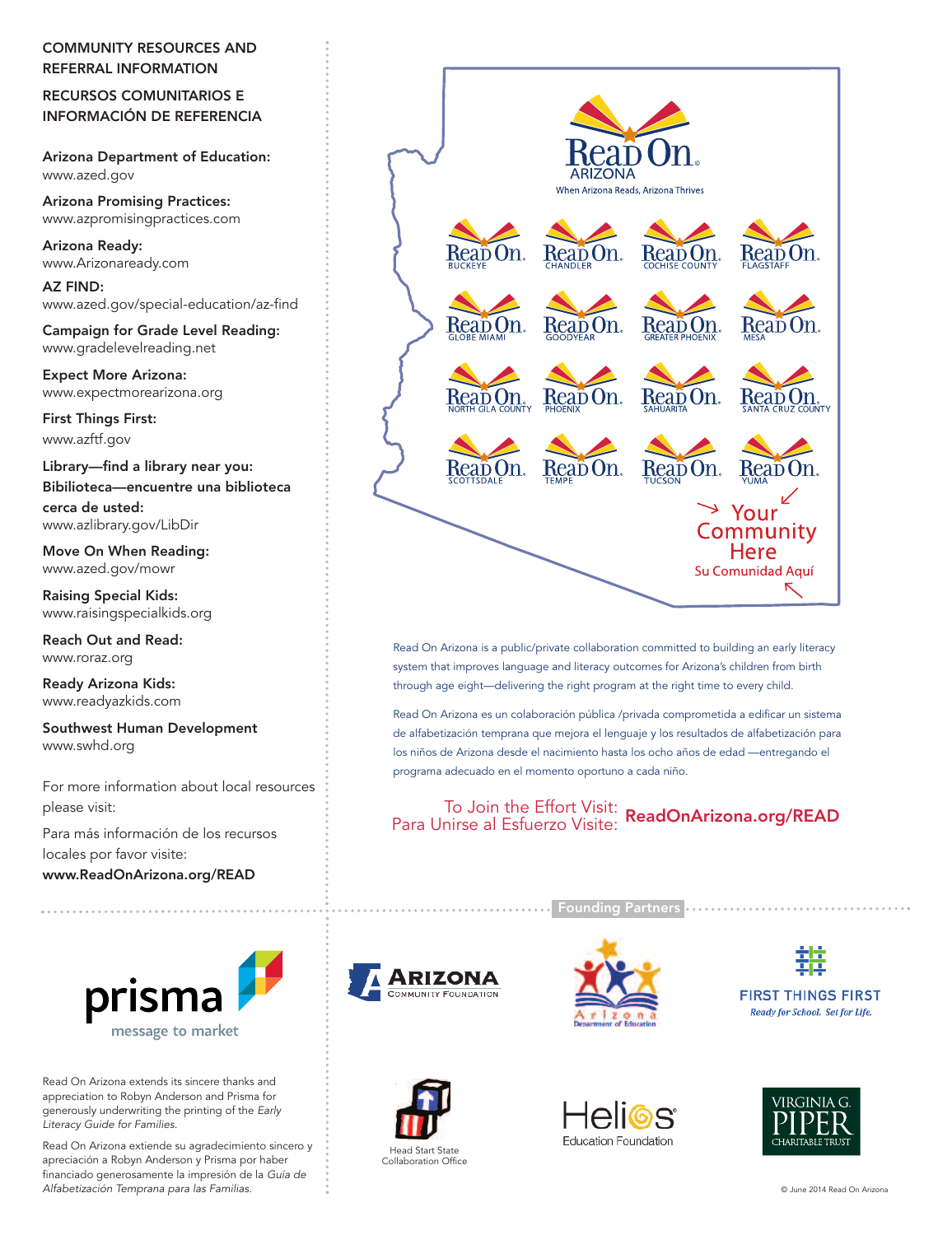## COMMUNITY RESOURCES AND REFERRAL INFORMATION

## RECURSOS COMUNITARIOS E INFORMACIÓN DE REFERENCIA

**Arizona Department of Education:**
www.azed.gov

**Arizona Promising Practices:**
www.azpromisingpractices.com

**Arizona Ready:**
www.Arizonaready.com

**AZ FIND:**
www.azed.gov/special-education/az-find

**Campaign for Grade Level Reading:**
www.gradelevelreading.net

**Expect More Arizona:**
www.expectmorearizona.org

**First Things First:**
www.azftf.gov

**Library—find a library near you: Bibilioteca—encuentre una biblioteca cerca de usted:**
www.azlibrary.gov/LibDir

**Move On When Reading:**
www.azed.gov/mowr

**Raising Special Kids:**
www.raisingspecialkids.org

**Reach Out and Read:**
www.roraz.org

**Ready Arizona Kids:**
www.readyazkids.com

**Southwest Human Development**
www.swhd.org

For more information about local resources please visit:

Para más información de los recursos locales por favor visite:

**www.ReadOnArizona.org/READ**

Read On Arizona

When Arizona Reads, Arizona Thrives

Read On Buckeye · Read On Chandler · Read On Cochise County · Read On Flagstaff · Read On Globe Miami · Read On Goodyear · Read On Greater Phoenix · Read On Mesa · Read On North Gila County · Read On Phoenix · Read On Sahuarita · Read On Santa Cruz County · Read On Scottsdale · Read On Tempe · Read On Tucson · Read On Yuma

Your Community Here

Su Comunidad Aquí

Read On Arizona is a public/private collaboration committed to building an early literacy system that improves language and literacy outcomes for Arizona's children from birth through age eight—delivering the right program at the right time to every child.

Read On Arizona es un colaboración pública /privada comprometida a edificar un sistema de alfabetización temprana que mejora el lenguaje y los resultados de alfabetización para los niños de Arizona desde el nacimiento hasta los ocho años de edad —entregando el programa adecuado en el momento oportuno a cada niño.

To Join the Effort Visit:
Para Unirse al Esfuerzo Visite: **ReadOnArizona.org/READ**

prisma
message to market

Read On Arizona extends its sincere thanks and appreciation to Robyn Anderson and Prisma for generously underwriting the printing of the *Early Literacy Guide for Families*.

Read On Arizona extiende su agradecimiento sincero y apreciación a Robyn Anderson y Prisma por haber financiado generosamente la impresión de la *Guía de Alfabetización Temprana para las Familias*.

**Founding Partners**

Arizona Community Foundation

Arizona Department of Education

First Things First — Ready for School. Set for Life.

Head Start State Collaboration Office

Helios Education Foundation

Virginia G. Piper Charitable Trust

© June 2014 Read On Arizona